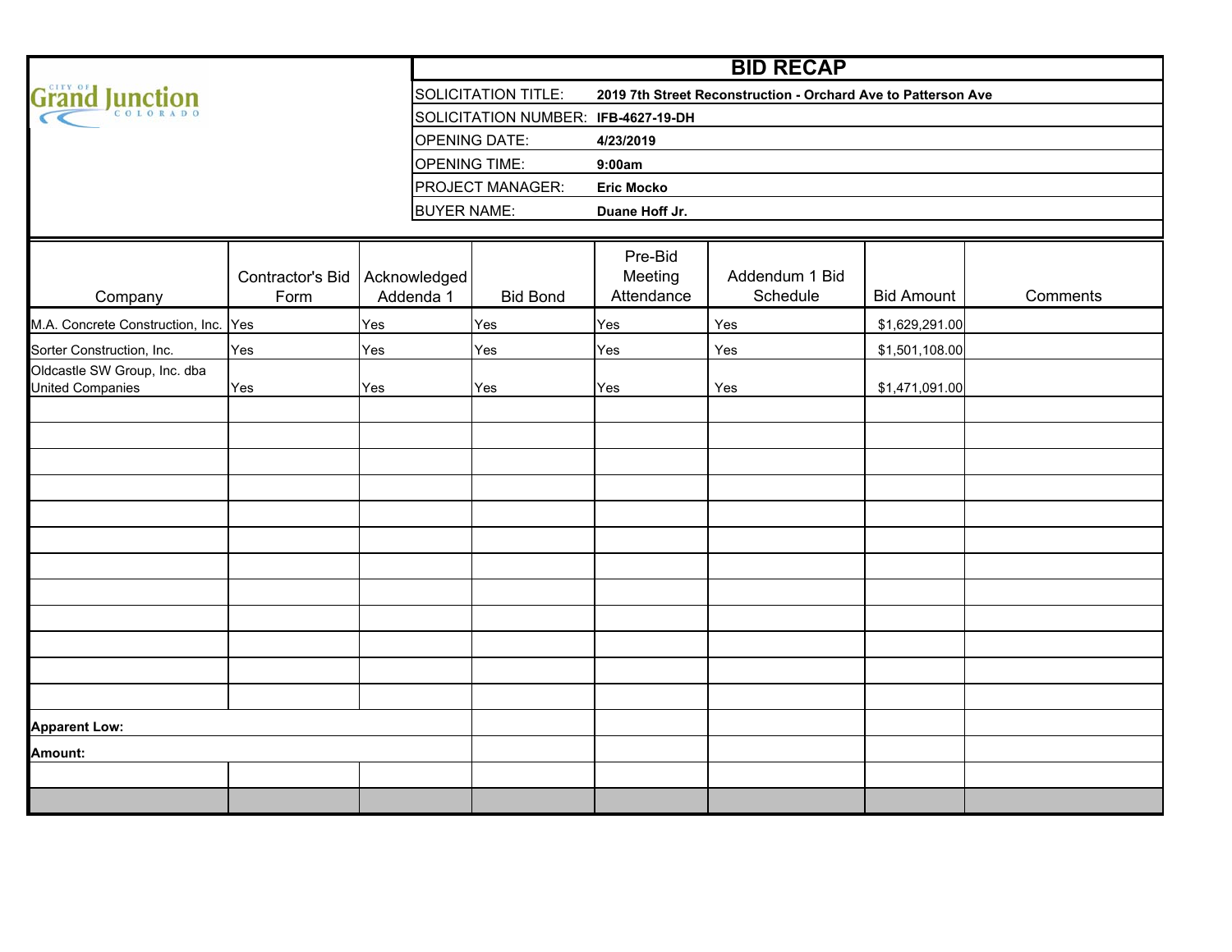City of Grand Junction Colorado

# BID RECAP

| | |
|---|---|
| SOLICITATION TITLE: | **2019 7th Street Reconstruction - Orchard Ave to Patterson Ave** |
| SOLICITATION NUMBER: | **IFB-4627-19-DH** |
| OPENING DATE: | **4/23/2019** |
| OPENING TIME: | **9:00am** |
| PROJECT MANAGER: | **Eric Mocko** |
| BUYER NAME: | **Duane Hoff Jr.** |

| Company | Contractor's Bid Form | Acknowledged Addenda 1 | Bid Bond | Pre-Bid Meeting Attendance | Addendum 1 Bid Schedule | Bid Amount | Comments |
|---|---|---|---|---|---|---|---|
| M.A. Concrete Construction, Inc. | Yes | Yes | Yes | Yes | Yes | $1,629,291.00 | |
| Sorter Construction, Inc. | Yes | Yes | Yes | Yes | Yes | $1,501,108.00 | |
| Oldcastle SW Group, Inc. dba United Companies | Yes | Yes | Yes | Yes | Yes | $1,471,091.00 | |

**Apparent Low:**

**Amount:**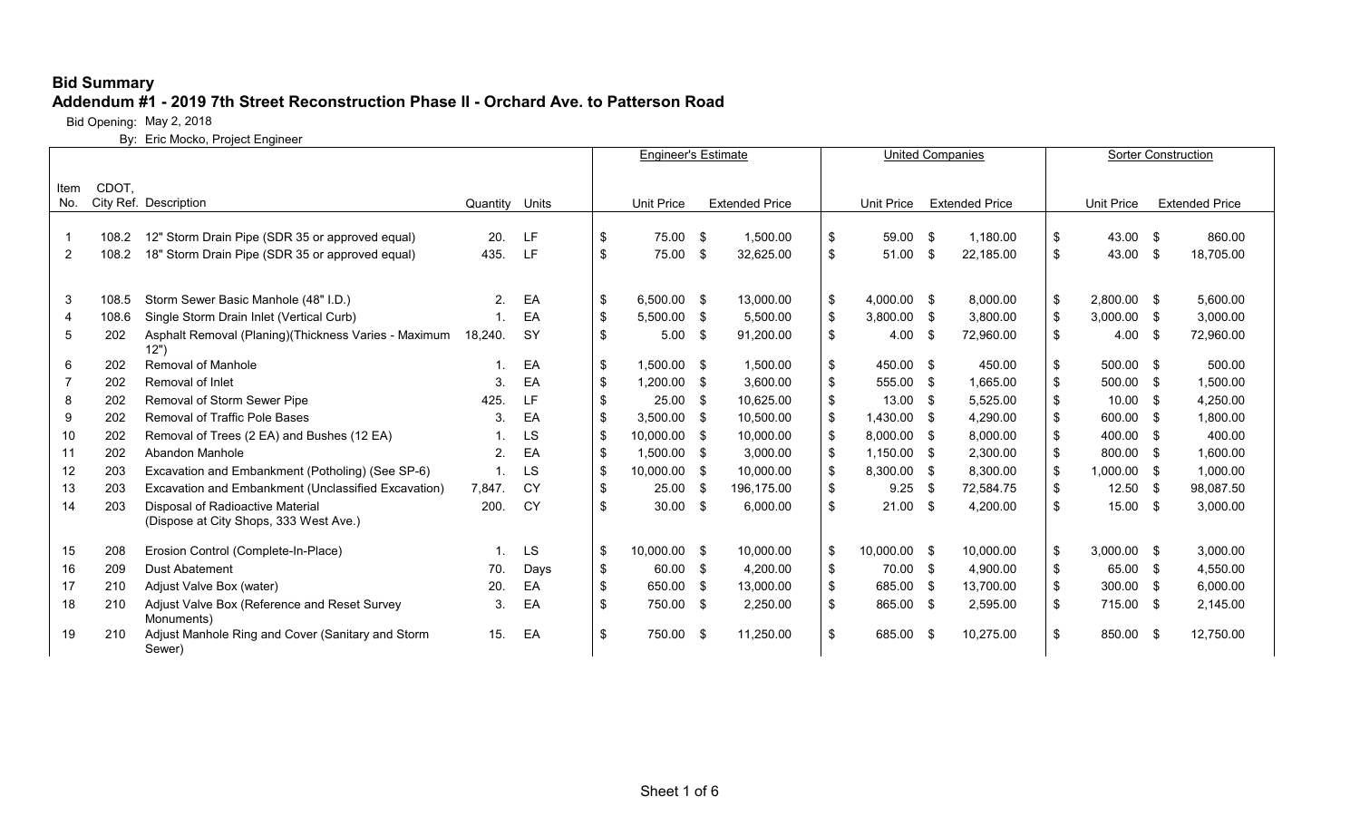## Bid Summary

### Addendum #1 - 2019 7th Street Reconstruction Phase II - Orchard Ave. to Patterson Road

Bid Opening: May 2, 2018

By: Eric Mocko, Project Engineer

| Item No. | CDOT, City Ref. | Description | Quantity | Units | Engineer's Estimate Unit Price | Engineer's Estimate Extended Price | United Companies Unit Price | United Companies Extended Price | Sorter Construction Unit Price | Sorter Construction Extended Price |
|---|---|---|---|---|---|---|---|---|---|---|
| 1 | 108.2 | 12" Storm Drain Pipe (SDR 35 or approved equal) | 20. | LF | $ 75.00 | $ 1,500.00 | $ 59.00 | $ 1,180.00 | $ 43.00 | $ 860.00 |
| 2 | 108.2 | 18" Storm Drain Pipe (SDR 35 or approved equal) | 435. | LF | $ 75.00 | $ 32,625.00 | $ 51.00 | $ 22,185.00 | $ 43.00 | $ 18,705.00 |
| 3 | 108.5 | Storm Sewer Basic Manhole (48" I.D.) | 2. | EA | $ 6,500.00 | $ 13,000.00 | $ 4,000.00 | $ 8,000.00 | $ 2,800.00 | $ 5,600.00 |
| 4 | 108.6 | Single Storm Drain Inlet (Vertical Curb) | 1. | EA | $ 5,500.00 | $ 5,500.00 | $ 3,800.00 | $ 3,800.00 | $ 3,000.00 | $ 3,000.00 |
| 5 | 202 | Asphalt Removal (Planing)(Thickness Varies - Maximum 12") | 18,240. | SY | $ 5.00 | $ 91,200.00 | $ 4.00 | $ 72,960.00 | $ 4.00 | $ 72,960.00 |
| 6 | 202 | Removal of Manhole | 1. | EA | $ 1,500.00 | $ 1,500.00 | $ 450.00 | $ 450.00 | $ 500.00 | $ 500.00 |
| 7 | 202 | Removal of Inlet | 3. | EA | $ 1,200.00 | $ 3,600.00 | $ 555.00 | $ 1,665.00 | $ 500.00 | $ 1,500.00 |
| 8 | 202 | Removal of Storm Sewer Pipe | 425. | LF | $ 25.00 | $ 10,625.00 | $ 13.00 | $ 5,525.00 | $ 10.00 | $ 4,250.00 |
| 9 | 202 | Removal of Traffic Pole Bases | 3. | EA | $ 3,500.00 | $ 10,500.00 | $ 1,430.00 | $ 4,290.00 | $ 600.00 | $ 1,800.00 |
| 10 | 202 | Removal of Trees (2 EA) and Bushes (12 EA) | 1. | LS | $ 10,000.00 | $ 10,000.00 | $ 8,000.00 | $ 8,000.00 | $ 400.00 | $ 400.00 |
| 11 | 202 | Abandon Manhole | 2. | EA | $ 1,500.00 | $ 3,000.00 | $ 1,150.00 | $ 2,300.00 | $ 800.00 | $ 1,600.00 |
| 12 | 203 | Excavation and Embankment (Potholing) (See SP-6) | 1. | LS | $ 10,000.00 | $ 10,000.00 | $ 8,300.00 | $ 8,300.00 | $ 1,000.00 | $ 1,000.00 |
| 13 | 203 | Excavation and Embankment (Unclassified Excavation) | 7,847. | CY | $ 25.00 | $ 196,175.00 | $ 9.25 | $ 72,584.75 | $ 12.50 | $ 98,087.50 |
| 14 | 203 | Disposal of Radioactive Material (Dispose at City Shops, 333 West Ave.) | 200. | CY | $ 30.00 | $ 6,000.00 | $ 21.00 | $ 4,200.00 | $ 15.00 | $ 3,000.00 |
| 15 | 208 | Erosion Control (Complete-In-Place) | 1. | LS | $ 10,000.00 | $ 10,000.00 | $ 10,000.00 | $ 10,000.00 | $ 3,000.00 | $ 3,000.00 |
| 16 | 209 | Dust Abatement | 70. | Days | $ 60.00 | $ 4,200.00 | $ 70.00 | $ 4,900.00 | $ 65.00 | $ 4,550.00 |
| 17 | 210 | Adjust Valve Box (water) | 20. | EA | $ 650.00 | $ 13,000.00 | $ 685.00 | $ 13,700.00 | $ 300.00 | $ 6,000.00 |
| 18 | 210 | Adjust Valve Box (Reference and Reset Survey Monuments) | 3. | EA | $ 750.00 | $ 2,250.00 | $ 865.00 | $ 2,595.00 | $ 715.00 | $ 2,145.00 |
| 19 | 210 | Adjust Manhole Ring and Cover (Sanitary and Storm Sewer) | 15. | EA | $ 750.00 | $ 11,250.00 | $ 685.00 | $ 10,275.00 | $ 850.00 | $ 12,750.00 |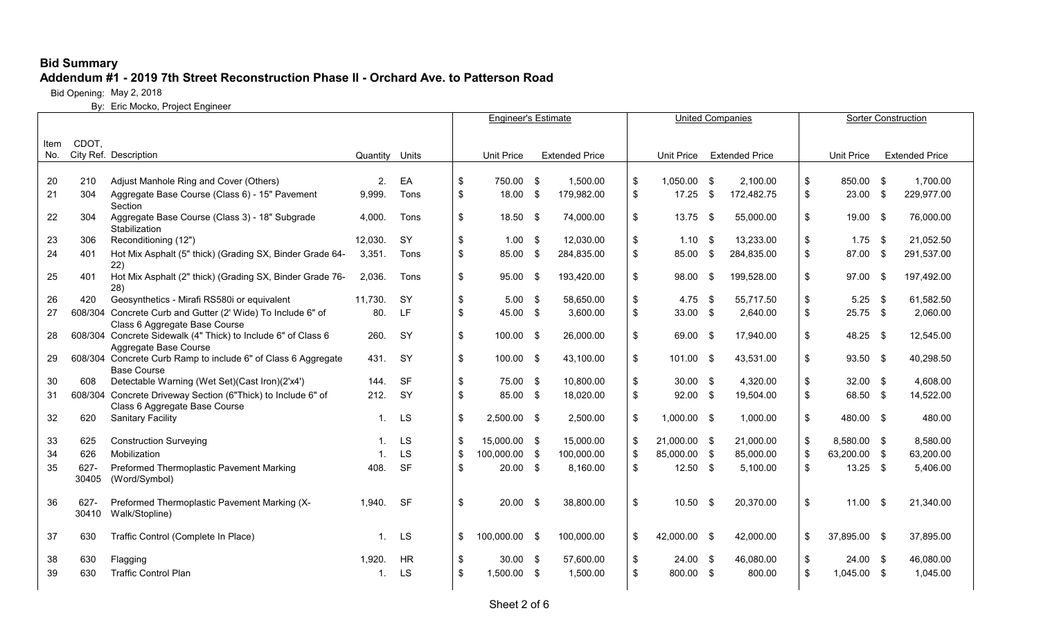**Bid Summary**

**Addendum #1 - 2019 7th Street Reconstruction Phase II - Orchard Ave. to Patterson Road**

Bid Opening: May 2, 2018

By: Eric Mocko, Project Engineer

| Item No. | CDOT, City Ref. | Description | Quantity | Units | Engineer's Estimate Unit Price | Engineer's Estimate Extended Price | United Companies Unit Price | United Companies Extended Price | Sorter Construction Unit Price | Sorter Construction Extended Price |
|---|---|---|---|---|---|---|---|---|---|---|
| 20 | 210 | Adjust Manhole Ring and Cover (Others) | 2. | EA | $ 750.00 | $ 1,500.00 | $ 1,050.00 | $ 2,100.00 | $ 850.00 | $ 1,700.00 |
| 21 | 304 | Aggregate Base Course (Class 6) - 15" Pavement Section | 9,999. | Tons | $ 18.00 | $ 179,982.00 | $ 17.25 | $ 172,482.75 | $ 23.00 | $ 229,977.00 |
| 22 | 304 | Aggregate Base Course (Class 3) - 18" Subgrade Stabilization | 4,000. | Tons | $ 18.50 | $ 74,000.00 | $ 13.75 | $ 55,000.00 | $ 19.00 | $ 76,000.00 |
| 23 | 306 | Reconditioning (12") | 12,030. | SY | $ 1.00 | $ 12,030.00 | $ 1.10 | $ 13,233.00 | $ 1.75 | $ 21,052.50 |
| 24 | 401 | Hot Mix Asphalt (5" thick) (Grading SX, Binder Grade 64-22) | 3,351. | Tons | $ 85.00 | $ 284,835.00 | $ 85.00 | $ 284,835.00 | $ 87.00 | $ 291,537.00 |
| 25 | 401 | Hot Mix Asphalt (2" thick) (Grading SX, Binder Grade 76-28) | 2,036. | Tons | $ 95.00 | $ 193,420.00 | $ 98.00 | $ 199,528.00 | $ 97.00 | $ 197,492.00 |
| 26 | 420 | Geosynthetics - Mirafi RS580i or equivalent | 11,730. | SY | $ 5.00 | $ 58,650.00 | $ 4.75 | $ 55,717.50 | $ 5.25 | $ 61,582.50 |
| 27 | 608/304 | Concrete Curb and Gutter (2' Wide) To Include 6" of Class 6 Aggregate Base Course | 80. | LF | $ 45.00 | $ 3,600.00 | $ 33.00 | $ 2,640.00 | $ 25.75 | $ 2,060.00 |
| 28 | 608/304 | Concrete Sidewalk (4" Thick) to Include 6" of Class 6 Aggregate Base Course | 260. | SY | $ 100.00 | $ 26,000.00 | $ 69.00 | $ 17,940.00 | $ 48.25 | $ 12,545.00 |
| 29 | 608/304 | Concrete Curb Ramp to include 6" of Class 6 Aggregate Base Course | 431. | SY | $ 100.00 | $ 43,100.00 | $ 101.00 | $ 43,531.00 | $ 93.50 | $ 40,298.50 |
| 30 | 608 | Detectable Warning (Wet Set)(Cast Iron)(2'x4') | 144. | SF | $ 75.00 | $ 10,800.00 | $ 30.00 | $ 4,320.00 | $ 32.00 | $ 4,608.00 |
| 31 | 608/304 | Concrete Driveway Section (6"Thick) to Include 6" of Class 6 Aggregate Base Course | 212. | SY | $ 85.00 | $ 18,020.00 | $ 92.00 | $ 19,504.00 | $ 68.50 | $ 14,522.00 |
| 32 | 620 | Sanitary Facility | 1. | LS | $ 2,500.00 | $ 2,500.00 | $ 1,000.00 | $ 1,000.00 | $ 480.00 | $ 480.00 |
| 33 | 625 | Construction Surveying | 1. | LS | $ 15,000.00 | $ 15,000.00 | $ 21,000.00 | $ 21,000.00 | $ 8,580.00 | $ 8,580.00 |
| 34 | 626 | Mobilization | 1. | LS | $ 100,000.00 | $ 100,000.00 | $ 85,000.00 | $ 85,000.00 | $ 63,200.00 | $ 63,200.00 |
| 35 | 627-30405 | Preformed Thermoplastic Pavement Marking (Word/Symbol) | 408. | SF | $ 20.00 | $ 8,160.00 | $ 12.50 | $ 5,100.00 | $ 13.25 | $ 5,406.00 |
| 36 | 627-30410 | Preformed Thermoplastic Pavement Marking (X-Walk/Stopline) | 1,940. | SF | $ 20.00 | $ 38,800.00 | $ 10.50 | $ 20,370.00 | $ 11.00 | $ 21,340.00 |
| 37 | 630 | Traffic Control (Complete In Place) | 1. | LS | $ 100,000.00 | $ 100,000.00 | $ 42,000.00 | $ 42,000.00 | $ 37,895.00 | $ 37,895.00 |
| 38 | 630 | Flagging | 1,920. | HR | $ 30.00 | $ 57,600.00 | $ 24.00 | $ 46,080.00 | $ 24.00 | $ 46,080.00 |
| 39 | 630 | Traffic Control Plan | 1. | LS | $ 1,500.00 | $ 1,500.00 | $ 800.00 | $ 800.00 | $ 1,045.00 | $ 1,045.00 |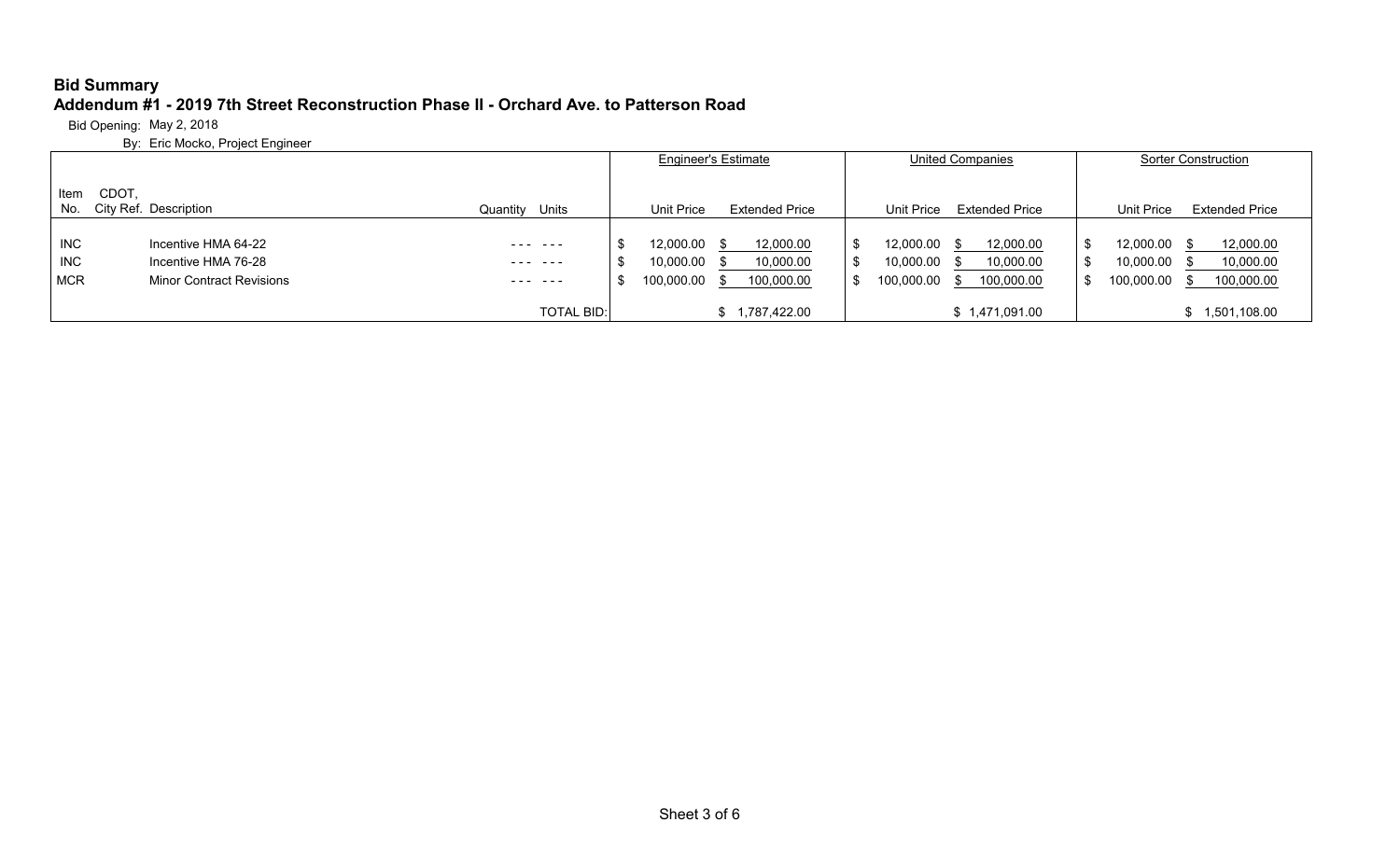**Bid Summary**

**Addendum #1 - 2019 7th Street Reconstruction Phase II - Orchard Ave. to Patterson Road**

Bid Opening: May 2, 2018

By: Eric Mocko, Project Engineer

| Item No. | CDOT, City Ref. | Description | Quantity | Units | Engineer's Estimate Unit Price | Engineer's Estimate Extended Price | United Companies Unit Price | United Companies Extended Price | Sorter Construction Unit Price | Sorter Construction Extended Price |
|---|---|---|---|---|---|---|---|---|---|---|
| INC | | Incentive HMA 64-22 | - - - | - - - | $ 12,000.00 | $ 12,000.00 | $ 12,000.00 | $ 12,000.00 | $ 12,000.00 | $ 12,000.00 |
| INC | | Incentive HMA 76-28 | - - - | - - - | $ 10,000.00 | $ 10,000.00 | $ 10,000.00 | $ 10,000.00 | $ 10,000.00 | $ 10,000.00 |
| MCR | | Minor Contract Revisions | - - - | - - - | $ 100,000.00 | $ 100,000.00 | $ 100,000.00 | $ 100,000.00 | $ 100,000.00 | $ 100,000.00 |
| | | | | TOTAL BID: | | $ 1,787,422.00 | | $ 1,471,091.00 | | $ 1,501,108.00 |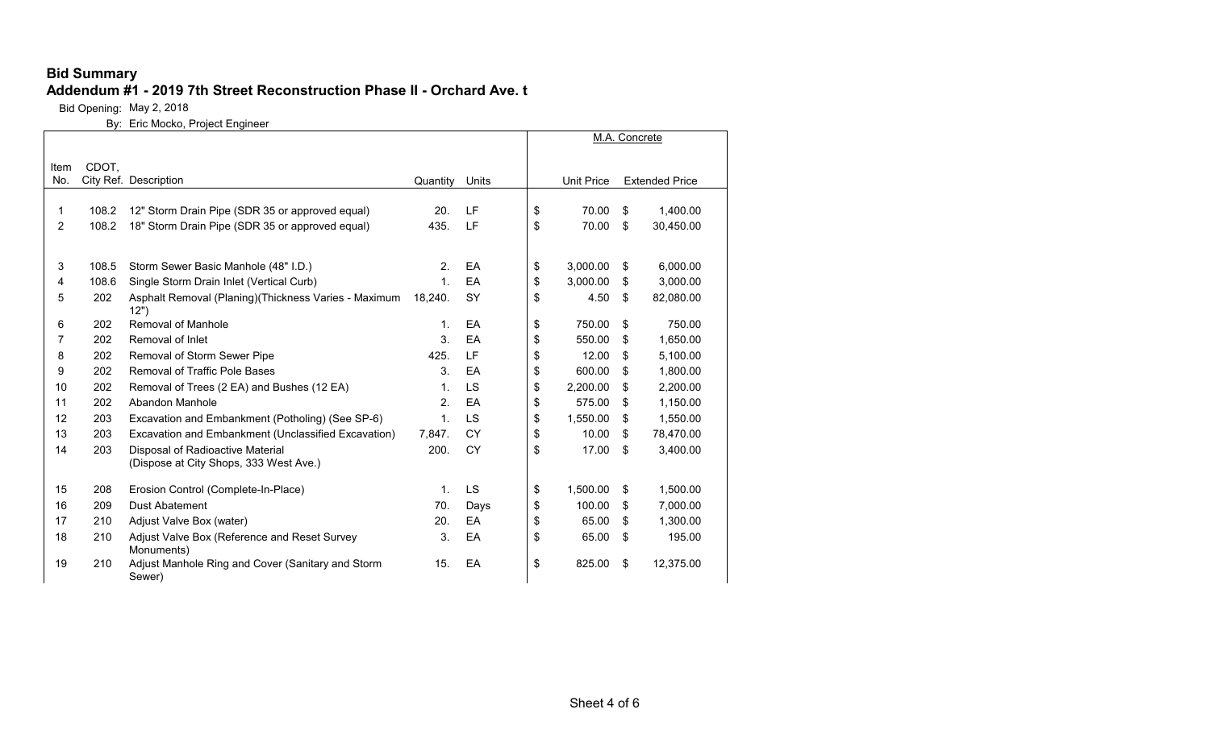# Bid Summary

## Addendum #1 - 2019 7th Street Reconstruction Phase II - Orchard Ave. t

Bid Opening: May 2, 2018

By: Eric Mocko, Project Engineer

| Item No. | CDOT, City Ref. | Description | Quantity | Units | M.A. Concrete Unit Price | M.A. Concrete Extended Price |
|---|---|---|---|---|---|---|
| 1 | 108.2 | 12" Storm Drain Pipe (SDR 35 or approved equal) | 20. | LF | $ 70.00 | $ 1,400.00 |
| 2 | 108.2 | 18" Storm Drain Pipe (SDR 35 or approved equal) | 435. | LF | $ 70.00 | $ 30,450.00 |
| 3 | 108.5 | Storm Sewer Basic Manhole (48" I.D.) | 2. | EA | $ 3,000.00 | $ 6,000.00 |
| 4 | 108.6 | Single Storm Drain Inlet (Vertical Curb) | 1. | EA | $ 3,000.00 | $ 3,000.00 |
| 5 | 202 | Asphalt Removal (Planing)(Thickness Varies - Maximum 12") | 18,240. | SY | $ 4.50 | $ 82,080.00 |
| 6 | 202 | Removal of Manhole | 1. | EA | $ 750.00 | $ 750.00 |
| 7 | 202 | Removal of Inlet | 3. | EA | $ 550.00 | $ 1,650.00 |
| 8 | 202 | Removal of Storm Sewer Pipe | 425. | LF | $ 12.00 | $ 5,100.00 |
| 9 | 202 | Removal of Traffic Pole Bases | 3. | EA | $ 600.00 | $ 1,800.00 |
| 10 | 202 | Removal of Trees (2 EA) and Bushes (12 EA) | 1. | LS | $ 2,200.00 | $ 2,200.00 |
| 11 | 202 | Abandon Manhole | 2. | EA | $ 575.00 | $ 1,150.00 |
| 12 | 203 | Excavation and Embankment (Potholing) (See SP-6) | 1. | LS | $ 1,550.00 | $ 1,550.00 |
| 13 | 203 | Excavation and Embankment (Unclassified Excavation) | 7,847. | CY | $ 10.00 | $ 78,470.00 |
| 14 | 203 | Disposal of Radioactive Material (Dispose at City Shops, 333 West Ave.) | 200. | CY | $ 17.00 | $ 3,400.00 |
| 15 | 208 | Erosion Control (Complete-In-Place) | 1. | LS | $ 1,500.00 | $ 1,500.00 |
| 16 | 209 | Dust Abatement | 70. | Days | $ 100.00 | $ 7,000.00 |
| 17 | 210 | Adjust Valve Box (water) | 20. | EA | $ 65.00 | $ 1,300.00 |
| 18 | 210 | Adjust Valve Box (Reference and Reset Survey Monuments) | 3. | EA | $ 65.00 | $ 195.00 |
| 19 | 210 | Adjust Manhole Ring and Cover (Sanitary and Storm Sewer) | 15. | EA | $ 825.00 | $ 12,375.00 |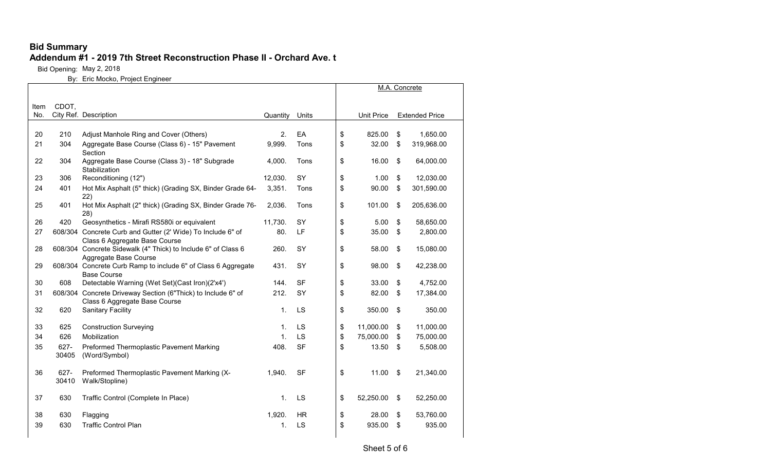# Bid Summary

## Addendum #1 - 2019 7th Street Reconstruction Phase II - Orchard Ave. t

Bid Opening: May 2, 2018

By: Eric Mocko, Project Engineer

| Item No. | CDOT, City Ref. | Description | Quantity | Units | M.A. Concrete Unit Price | M.A. Concrete Extended Price |
|---|---|---|---|---|---|---|
| 20 | 210 | Adjust Manhole Ring and Cover (Others) | 2. | EA | $ 825.00 | $ 1,650.00 |
| 21 | 304 | Aggregate Base Course (Class 6) - 15" Pavement Section | 9,999. | Tons | $ 32.00 | $ 319,968.00 |
| 22 | 304 | Aggregate Base Course (Class 3) - 18" Subgrade Stabilization | 4,000. | Tons | $ 16.00 | $ 64,000.00 |
| 23 | 306 | Reconditioning (12") | 12,030. | SY | $ 1.00 | $ 12,030.00 |
| 24 | 401 | Hot Mix Asphalt (5" thick) (Grading SX, Binder Grade 64-22) | 3,351. | Tons | $ 90.00 | $ 301,590.00 |
| 25 | 401 | Hot Mix Asphalt (2" thick) (Grading SX, Binder Grade 76-28) | 2,036. | Tons | $ 101.00 | $ 205,636.00 |
| 26 | 420 | Geosynthetics - Mirafi RS580i or equivalent | 11,730. | SY | $ 5.00 | $ 58,650.00 |
| 27 | 608/304 | Concrete Curb and Gutter (2' Wide) To Include 6" of Class 6 Aggregate Base Course | 80. | LF | $ 35.00 | $ 2,800.00 |
| 28 | 608/304 | Concrete Sidewalk (4" Thick) to Include 6" of Class 6 Aggregate Base Course | 260. | SY | $ 58.00 | $ 15,080.00 |
| 29 | 608/304 | Concrete Curb Ramp to include 6" of Class 6 Aggregate Base Course | 431. | SY | $ 98.00 | $ 42,238.00 |
| 30 | 608 | Detectable Warning (Wet Set)(Cast Iron)(2'x4') | 144. | SF | $ 33.00 | $ 4,752.00 |
| 31 | 608/304 | Concrete Driveway Section (6"Thick) to Include 6" of Class 6 Aggregate Base Course | 212. | SY | $ 82.00 | $ 17,384.00 |
| 32 | 620 | Sanitary Facility | 1. | LS | $ 350.00 | $ 350.00 |
| 33 | 625 | Construction Surveying | 1. | LS | $ 11,000.00 | $ 11,000.00 |
| 34 | 626 | Mobilization | 1. | LS | $ 75,000.00 | $ 75,000.00 |
| 35 | 627-30405 | Preformed Thermoplastic Pavement Marking (Word/Symbol) | 408. | SF | $ 13.50 | $ 5,508.00 |
| 36 | 627-30410 | Preformed Thermoplastic Pavement Marking (X-Walk/Stopline) | 1,940. | SF | $ 11.00 | $ 21,340.00 |
| 37 | 630 | Traffic Control (Complete In Place) | 1. | LS | $ 52,250.00 | $ 52,250.00 |
| 38 | 630 | Flagging | 1,920. | HR | $ 28.00 | $ 53,760.00 |
| 39 | 630 | Traffic Control Plan | 1. | LS | $ 935.00 | $ 935.00 |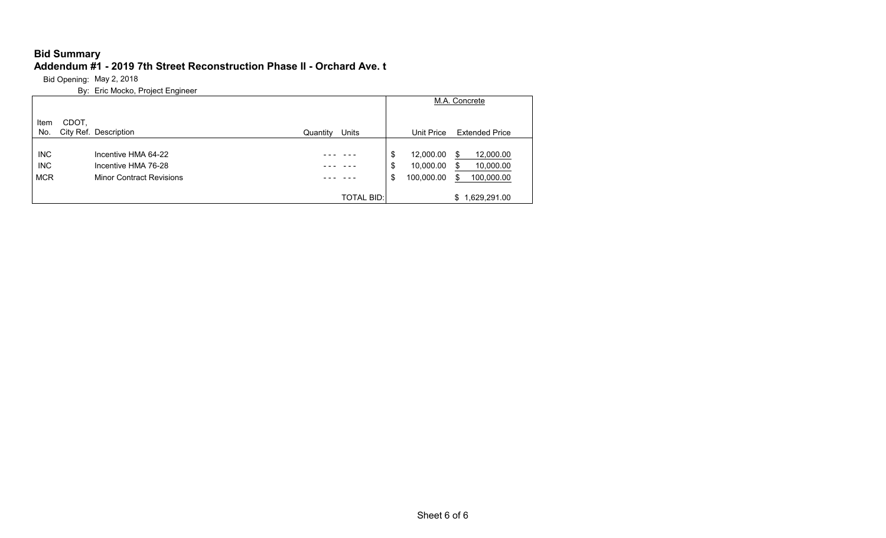**Bid Summary**

**Addendum #1 - 2019 7th Street Reconstruction Phase II - Orchard Ave. t**

Bid Opening: May 2, 2018

By: Eric Mocko, Project Engineer

| Item No. | CDOT, City Ref. | Description | Quantity | Units | M.A. Concrete Unit Price | M.A. Concrete Extended Price |
|---|---|---|---|---|---|---|
| INC | | Incentive HMA 64-22 | - - - | - - - | $ 12,000.00 | $ 12,000.00 |
| INC | | Incentive HMA 76-28 | - - - | - - - | $ 10,000.00 | $ 10,000.00 |
| MCR | | Minor Contract Revisions | - - - | - - - | $ 100,000.00 | $ 100,000.00 |
| | | | | TOTAL BID: | | $ 1,629,291.00 |